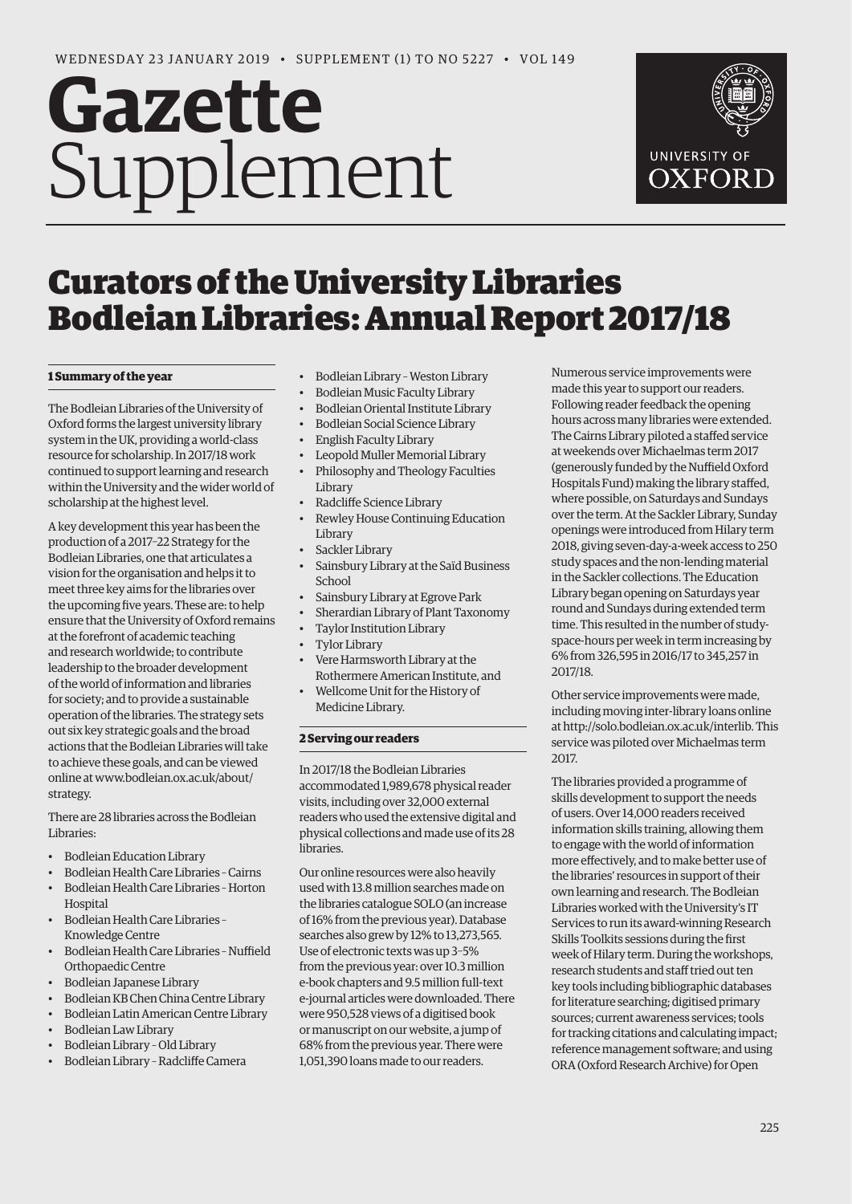# Gazette Supplement

WEDNESDAY 23 JANUARY 2019 • SUPPLEMENT (1) TO NO 5227 • VOL 149

# Curators of the University Libraries Bodleian Libraries: Annual Report 2017/18

## 1 Summary of the year

The Bodleian Libraries of the University of Oxford forms the largest university library system in the UK, providing a world-class resource for scholarship. In 2017/18 work continued to support learning and research within the University and the wider world of scholarship at the highest level.

A key development this year has been the production of a 2017–22 Strategy for the Bodleian Libraries, one that articulates a vision for the organisation and helps it to meet three key aims for the libraries over the upcoming five years. These are: to help ensure that the University of Oxford remains at the forefront of academic teaching and research worldwide; to contribute leadership to the broader development of the world of information and libraries for society; and to provide a sustainable operation of the libraries. The strategy sets out six key strategic goals and the broad actions that the Bodleian Libraries will take to achieve these goals, and can be viewed online at www.bodleian.ox.ac.uk/about/strategy.

There are 28 libraries across the Bodleian Libraries:

- Bodleian Education Library
- Bodleian Health Care Libraries – Cairns
- Bodleian Health Care Libraries – Horton Hospital
- Bodleian Health Care Libraries – Knowledge Centre
- Bodleian Health Care Libraries – Nuffield Orthopaedic Centre
- Bodleian Japanese Library
- Bodleian KB Chen China Centre Library
- Bodleian Latin American Centre Library
- Bodleian Law Library
- Bodleian Library – Old Library
- Bodleian Library – Radcliffe Camera
- Bodleian Library – Weston Library
- Bodleian Music Faculty Library
- Bodleian Oriental Institute Library
- Bodleian Social Science Library
- English Faculty Library
- Leopold Muller Memorial Library
- Philosophy and Theology Faculties Library
- Radcliffe Science Library
- Rewley House Continuing Education Library
- Sackler Library
- Sainsbury Library at the Saïd Business School
- Sainsbury Library at Egrove Park
- Sherardian Library of Plant Taxonomy
- Taylor Institution Library
- Tylor Library
- Vere Harmsworth Library at the Rothermere American Institute, and
- Wellcome Unit for the History of Medicine Library.

## 2 Serving our readers

In 2017/18 the Bodleian Libraries accommodated 1,989,678 physical reader visits, including over 32,000 external readers who used the extensive digital and physical collections and made use of its 28 libraries.

Our online resources were also heavily used with 13.8 million searches made on the libraries catalogue SOLO (an increase of 16% from the previous year). Database searches also grew by 12% to 13,273,565. Use of electronic texts was up 3–5% from the previous year: over 10.3 million e-book chapters and 9.5 million full-text e-journal articles were downloaded. There were 950,528 views of a digitised book or manuscript on our website, a jump of 68% from the previous year. There were 1,051,390 loans made to our readers.

Numerous service improvements were made this year to support our readers. Following reader feedback the opening hours across many libraries were extended. The Cairns Library piloted a staffed service at weekends over Michaelmas term 2017 (generously funded by the Nuffield Oxford Hospitals Fund) making the library staffed, where possible, on Saturdays and Sundays over the term. At the Sackler Library, Sunday openings were introduced from Hilary term 2018, giving seven-day-a-week access to 250 study spaces and the non-lending material in the Sackler collections. The Education Library began opening on Saturdays year round and Sundays during extended term time. This resulted in the number of study-space-hours per week in term increasing by 6% from 326,595 in 2016/17 to 345,257 in 2017/18.

Other service improvements were made, including moving inter-library loans online at http://solo.bodleian.ox.ac.uk/interlib. This service was piloted over Michaelmas term 2017.

The libraries provided a programme of skills development to support the needs of users. Over 14,000 readers received information skills training, allowing them to engage with the world of information more effectively, and to make better use of the libraries' resources in support of their own learning and research. The Bodleian Libraries worked with the University's IT Services to run its award-winning Research Skills Toolkits sessions during the first week of Hilary term. During the workshops, research students and staff tried out ten key tools including bibliographic databases for literature searching; digitised primary sources; current awareness services; tools for tracking citations and calculating impact; reference management software; and using ORA (Oxford Research Archive) for Open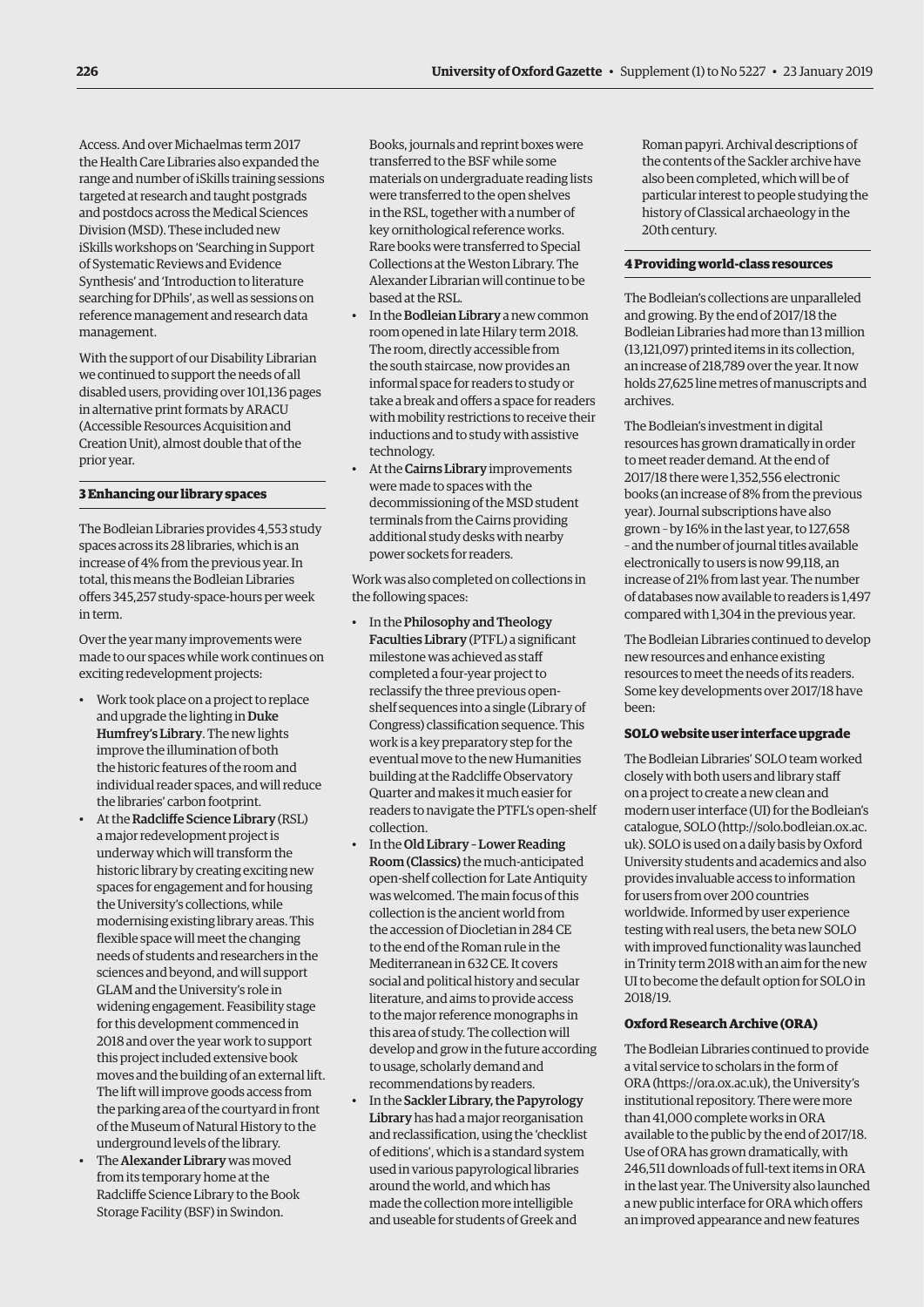Access. And over Michaelmas term 2017 the Health Care Libraries also expanded the range and number of iSkills training sessions targeted at research and taught postgrads and postdocs across the Medical Sciences Division (MSD). These included new iSkills workshops on 'Searching in Support of Systematic Reviews and Evidence Synthesis' and 'Introduction to literature searching for DPhils', as well as sessions on reference management and research data management.

With the support of our Disability Librarian we continued to support the needs of all disabled users, providing over 101,136 pages in alternative print formats by ARACU (Accessible Resources Acquisition and Creation Unit), almost double that of the prior year.

#### 3 Enhancing our library spaces

The Bodleian Libraries provides 4,553 study spaces across its 28 libraries, which is an increase of 4% from the previous year. In total, this means the Bodleian Libraries offers 345,257 study-space-hours per week in term.

Over the year many improvements were made to our spaces while work continues on exciting redevelopment projects:

- Work took place on a project to replace and upgrade the lighting in **Duke Humfrey's Library**. The new lights improve the illumination of both the historic features of the room and individual reader spaces, and will reduce the libraries' carbon footprint.
- At the **Radcliffe Science Library** (RSL) a major redevelopment project is underway which will transform the historic library by creating exciting new spaces for engagement and for housing the University's collections, while modernising existing library areas. This flexible space will meet the changing needs of students and researchers in the sciences and beyond, and will support GLAM and the University's role in widening engagement. Feasibility stage for this development commenced in 2018 and over the year work to support this project included extensive book moves and the building of an external lift. The lift will improve goods access from the parking area of the courtyard in front of the Museum of Natural History to the underground levels of the library.
- The **Alexander Library** was moved from its temporary home at the Radcliffe Science Library to the Book Storage Facility (BSF) in Swindon. Books, journals and reprint boxes were transferred to the BSF while some materials on undergraduate reading lists were transferred to the open shelves in the RSL, together with a number of key ornithological reference works. Rare books were transferred to Special Collections at the Weston Library. The Alexander Librarian will continue to be based at the RSL.
- In the **Bodleian Library** a new common room opened in late Hilary term 2018. The room, directly accessible from the south staircase, now provides an informal space for readers to study or take a break and offers a space for readers with mobility restrictions to receive their inductions and to study with assistive technology.
- At the **Cairns Library** improvements were made to spaces with the decommissioning of the MSD student terminals from the Cairns providing additional study desks with nearby power sockets for readers.

Work was also completed on collections in the following spaces:

- In the **Philosophy and Theology Faculties Library** (PTFL) a significant milestone was achieved as staff completed a four-year project to reclassify the three previous open-shelf sequences into a single (Library of Congress) classification sequence. This work is a key preparatory step for the eventual move to the new Humanities building at the Radcliffe Observatory Quarter and makes it much easier for readers to navigate the PTFL's open-shelf collection.
- In the **Old Library – Lower Reading Room (Classics)** the much-anticipated open-shelf collection for Late Antiquity was welcomed. The main focus of this collection is the ancient world from the accession of Diocletian in 284 CE to the end of the Roman rule in the Mediterranean in 632 CE. It covers social and political history and secular literature, and aims to provide access to the major reference monographs in this area of study. The collection will develop and grow in the future according to usage, scholarly demand and recommendations by readers.
- In the **Sackler Library, the Papyrology Library** has had a major reorganisation and reclassification, using the 'checklist of editions', which is a standard system used in various papyrological libraries around the world, and which has made the collection more intelligible and useable for students of Greek and Roman papyri. Archival descriptions of the contents of the Sackler archive have also been completed, which will be of particular interest to people studying the history of Classical archaeology in the 20th century.

#### 4 Providing world-class resources

The Bodleian's collections are unparalleled and growing. By the end of 2017/18 the Bodleian Libraries had more than 13 million (13,121,097) printed items in its collection, an increase of 218,789 over the year. It now holds 27,625 line metres of manuscripts and archives.

The Bodleian's investment in digital resources has grown dramatically in order to meet reader demand. At the end of 2017/18 there were 1,352,556 electronic books (an increase of 8% from the previous year). Journal subscriptions have also grown – by 16% in the last year, to 127,658 – and the number of journal titles available electronically to users is now 99,118, an increase of 21% from last year. The number of databases now available to readers is 1,497 compared with 1,304 in the previous year.

The Bodleian Libraries continued to develop new resources and enhance existing resources to meet the needs of its readers. Some key developments over 2017/18 have been:

**SOLO website user interface upgrade**

The Bodleian Libraries' SOLO team worked closely with both users and library staff on a project to create a new clean and modern user interface (UI) for the Bodleian's catalogue, SOLO (http://solo.bodleian.ox.ac.uk). SOLO is used on a daily basis by Oxford University students and academics and also provides invaluable access to information for users from over 200 countries worldwide. Informed by user experience testing with real users, the beta new SOLO with improved functionality was launched in Trinity term 2018 with an aim for the new UI to become the default option for SOLO in 2018/19.

**Oxford Research Archive (ORA)**

The Bodleian Libraries continued to provide a vital service to scholars in the form of ORA (https://ora.ox.ac.uk), the University's institutional repository. There were more than 41,000 complete works in ORA available to the public by the end of 2017/18. Use of ORA has grown dramatically, with 246,511 downloads of full-text items in ORA in the last year. The University also launched a new public interface for ORA which offers an improved appearance and new features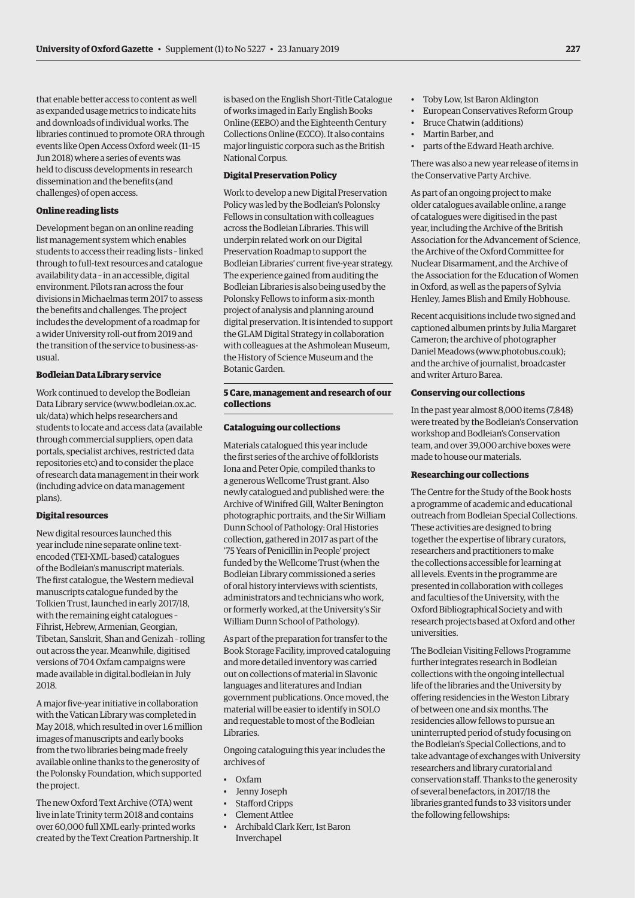that enable better access to content as well as expanded usage metrics to indicate hits and downloads of individual works. The libraries continued to promote ORA through events like Open Access Oxford week (11–15 Jun 2018) where a series of events was held to discuss developments in research dissemination and the benefits (and challenges) of open access.

**Online reading lists**

Development began on an online reading list management system which enables students to access their reading lists – linked through to full-text resources and catalogue availability data – in an accessible, digital environment. Pilots ran across the four divisions in Michaelmas term 2017 to assess the benefits and challenges. The project includes the development of a roadmap for a wider University roll-out from 2019 and the transition of the service to business-as-usual.

**Bodleian Data Library service**

Work continued to develop the Bodleian Data Library service (www.bodleian.ox.ac.uk/data) which helps researchers and students to locate and access data (available through commercial suppliers, open data portals, specialist archives, restricted data repositories etc) and to consider the place of research data management in their work (including advice on data management plans).

**Digital resources**

New digital resources launched this year include nine separate online text-encoded (TEI-XML-based) catalogues of the Bodleian's manuscript materials. The first catalogue, the Western medieval manuscripts catalogue funded by the Tolkien Trust, launched in early 2017/18, with the remaining eight catalogues – Fihrist, Hebrew, Armenian, Georgian, Tibetan, Sanskrit, Shan and Genizah – rolling out across the year. Meanwhile, digitised versions of 704 Oxfam campaigns were made available in digital.bodleian in July 2018.

A major five-year initiative in collaboration with the Vatican Library was completed in May 2018, which resulted in over 1.6 million images of manuscripts and early books from the two libraries being made freely available online thanks to the generosity of the Polonsky Foundation, which supported the project.

The new Oxford Text Archive (OTA) went live in late Trinity term 2018 and contains over 60,000 full XML early-printed works created by the Text Creation Partnership. It is based on the English Short-Title Catalogue of works imaged in Early English Books Online (EEBO) and the Eighteenth Century Collections Online (ECCO). It also contains major linguistic corpora such as the British National Corpus.

**Digital Preservation Policy**

Work to develop a new Digital Preservation Policy was led by the Bodleian's Polonsky Fellows in consultation with colleagues across the Bodleian Libraries. This will underpin related work on our Digital Preservation Roadmap to support the Bodleian Libraries' current five-year strategy. The experience gained from auditing the Bodleian Libraries is also being used by the Polonsky Fellows to inform a six-month project of analysis and planning around digital preservation. It is intended to support the GLAM Digital Strategy in collaboration with colleagues at the Ashmolean Museum, the History of Science Museum and the Botanic Garden.

## 5 Care, management and research of our collections

**Cataloguing our collections**

Materials catalogued this year include the first series of the archive of folklorists Iona and Peter Opie, compiled thanks to a generous Wellcome Trust grant. Also newly catalogued and published were: the Archive of Winifred Gill, Walter Benington photographic portraits, and the Sir William Dunn School of Pathology: Oral Histories collection, gathered in 2017 as part of the '75 Years of Penicillin in People' project funded by the Wellcome Trust (when the Bodleian Library commissioned a series of oral history interviews with scientists, administrators and technicians who work, or formerly worked, at the University's Sir William Dunn School of Pathology).

As part of the preparation for transfer to the Book Storage Facility, improved cataloguing and more detailed inventory was carried out on collections of material in Slavonic languages and literatures and Indian government publications. Once moved, the material will be easier to identify in SOLO and requestable to most of the Bodleian Libraries.

Ongoing cataloguing this year includes the archives of

- Oxfam
- Jenny Joseph
- Stafford Cripps
- Clement Attlee
- Archibald Clark Kerr, 1st Baron Inverchapel
- Toby Low, 1st Baron Aldington
- European Conservatives Reform Group
- Bruce Chatwin (additions)
- Martin Barber, and
- parts of the Edward Heath archive.

There was also a new year release of items in the Conservative Party Archive.

As part of an ongoing project to make older catalogues available online, a range of catalogues were digitised in the past year, including the Archive of the British Association for the Advancement of Science, the Archive of the Oxford Committee for Nuclear Disarmament, and the Archive of the Association for the Education of Women in Oxford, as well as the papers of Sylvia Henley, James Blish and Emily Hobhouse.

Recent acquisitions include two signed and captioned albumen prints by Julia Margaret Cameron; the archive of photographer Daniel Meadows (www.photobus.co.uk); and the archive of journalist, broadcaster and writer Arturo Barea.

**Conserving our collections**

In the past year almost 8,000 items (7,848) were treated by the Bodleian's Conservation workshop and Bodleian's Conservation team, and over 39,000 archive boxes were made to house our materials.

**Researching our collections**

The Centre for the Study of the Book hosts a programme of academic and educational outreach from Bodleian Special Collections. These activities are designed to bring together the expertise of library curators, researchers and practitioners to make the collections accessible for learning at all levels. Events in the programme are presented in collaboration with colleges and faculties of the University, with the Oxford Bibliographical Society and with research projects based at Oxford and other universities.

The Bodleian Visiting Fellows Programme further integrates research in Bodleian collections with the ongoing intellectual life of the libraries and the University by offering residencies in the Weston Library of between one and six months. The residencies allow fellows to pursue an uninterrupted period of study focusing on the Bodleian's Special Collections, and to take advantage of exchanges with University researchers and library curatorial and conservation staff. Thanks to the generosity of several benefactors, in 2017/18 the libraries granted funds to 33 visitors under the following fellowships: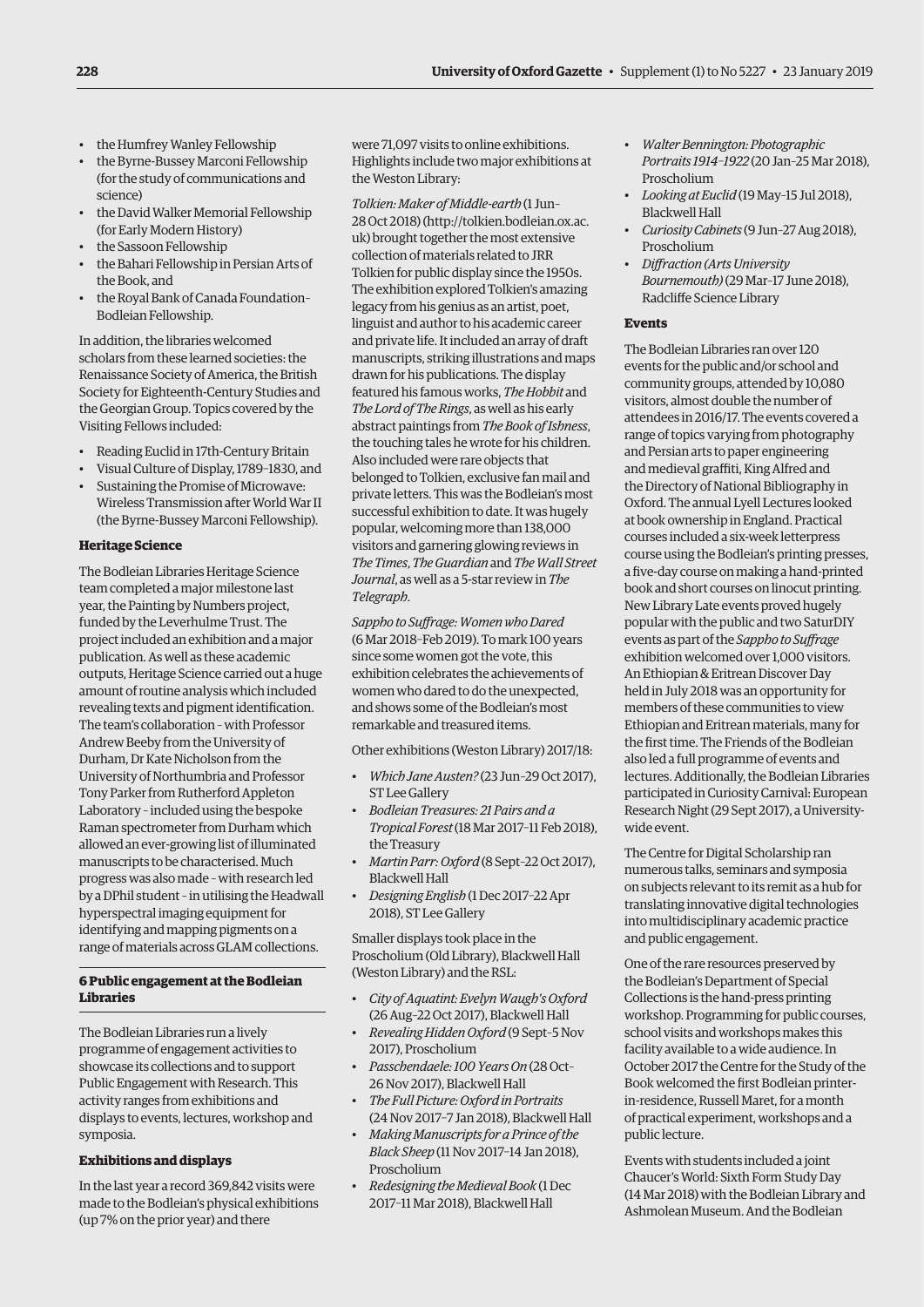- the Humfrey Wanley Fellowship
- the Byrne-Bussey Marconi Fellowship (for the study of communications and science)
- the David Walker Memorial Fellowship (for Early Modern History)
- the Sassoon Fellowship
- the Bahari Fellowship in Persian Arts of the Book, and
- the Royal Bank of Canada Foundation–Bodleian Fellowship.

In addition, the libraries welcomed scholars from these learned societies: the Renaissance Society of America, the British Society for Eighteenth-Century Studies and the Georgian Group. Topics covered by the Visiting Fellows included:

- Reading Euclid in 17th-Century Britain
- Visual Culture of Display, 1789–1830, and
- Sustaining the Promise of Microwave: Wireless Transmission after World War II (the Byrne-Bussey Marconi Fellowship).

**Heritage Science**

The Bodleian Libraries Heritage Science team completed a major milestone last year, the Painting by Numbers project, funded by the Leverhulme Trust. The project included an exhibition and a major publication. As well as these academic outputs, Heritage Science carried out a huge amount of routine analysis which included revealing texts and pigment identification. The team's collaboration – with Professor Andrew Beeby from the University of Durham, Dr Kate Nicholson from the University of Northumbria and Professor Tony Parker from Rutherford Appleton Laboratory – included using the bespoke Raman spectrometer from Durham which allowed an ever-growing list of illuminated manuscripts to be characterised. Much progress was also made – with research led by a DPhil student – in utilising the Headwall hyperspectral imaging equipment for identifying and mapping pigments on a range of materials across GLAM collections.

## 6 Public engagement at the Bodleian Libraries

The Bodleian Libraries run a lively programme of engagement activities to showcase its collections and to support Public Engagement with Research. This activity ranges from exhibitions and displays to events, lectures, workshop and symposia.

**Exhibitions and displays**

In the last year a record 369,842 visits were made to the Bodleian's physical exhibitions (up 7% on the prior year) and there were 71,097 visits to online exhibitions. Highlights include two major exhibitions at the Weston Library:

*Tolkien: Maker of Middle-earth* (1 Jun–28 Oct 2018) (http://tolkien.bodleian.ox.ac.uk) brought together the most extensive collection of materials related to JRR Tolkien for public display since the 1950s. The exhibition explored Tolkien's amazing legacy from his genius as an artist, poet, linguist and author to his academic career and private life. It included an array of draft manuscripts, striking illustrations and maps drawn for his publications. The display featured his famous works, *The Hobbit* and *The Lord of The Rings*, as well as his early abstract paintings from *The Book of Ishness*, the touching tales he wrote for his children. Also included were rare objects that belonged to Tolkien, exclusive fan mail and private letters. This was the Bodleian's most successful exhibition to date. It was hugely popular, welcoming more than 138,000 visitors and garnering glowing reviews in *The Times*, *The Guardian* and *The Wall Street Journal*, as well as a 5-star review in *The Telegraph*.

*Sappho to Suffrage: Women who Dared* (6 Mar 2018–Feb 2019). To mark 100 years since some women got the vote, this exhibition celebrates the achievements of women who dared to do the unexpected, and shows some of the Bodleian's most remarkable and treasured items.

Other exhibitions (Weston Library) 2017/18:

- *Which Jane Austen?* (23 Jun–29 Oct 2017), ST Lee Gallery
- *Bodleian Treasures: 21 Pairs and a Tropical Forest* (18 Mar 2017–11 Feb 2018), the Treasury
- *Martin Parr: Oxford* (8 Sept–22 Oct 2017), Blackwell Hall
- *Designing English* (1 Dec 2017–22 Apr 2018), ST Lee Gallery

Smaller displays took place in the Proscholium (Old Library), Blackwell Hall (Weston Library) and the RSL:

- *City of Aquatint: Evelyn Waugh's Oxford* (26 Aug–22 Oct 2017), Blackwell Hall
- *Revealing Hidden Oxford* (9 Sept–5 Nov 2017), Proscholium
- *Passchendaele: 100 Years On* (28 Oct–26 Nov 2017), Blackwell Hall
- *The Full Picture: Oxford in Portraits* (24 Nov 2017–7 Jan 2018), Blackwell Hall
- *Making Manuscripts for a Prince of the Black Sheep* (11 Nov 2017–14 Jan 2018), Proscholium
- *Redesigning the Medieval Book* (1 Dec 2017–11 Mar 2018), Blackwell Hall
- *Walter Bennington: Photographic Portraits 1914–1922* (20 Jan–25 Mar 2018), Proscholium
- *Looking at Euclid* (19 May–15 Jul 2018), Blackwell Hall
- *Curiosity Cabinets* (9 Jun–27 Aug 2018), Proscholium
- *Diffraction (Arts University Bournemouth)* (29 Mar–17 June 2018), Radcliffe Science Library

**Events**

The Bodleian Libraries ran over 120 events for the public and/or school and community groups, attended by 10,080 visitors, almost double the number of attendees in 2016/17. The events covered a range of topics varying from photography and Persian arts to paper engineering and medieval graffiti, King Alfred and the Directory of National Bibliography in Oxford. The annual Lyell Lectures looked at book ownership in England. Practical courses included a six-week letterpress course using the Bodleian's printing presses, a five-day course on making a hand-printed book and short courses on linocut printing. New Library Late events proved hugely popular with the public and two SaturDIY events as part of the *Sappho to Suffrage* exhibition welcomed over 1,000 visitors. An Ethiopian & Eritrean Discover Day held in July 2018 was an opportunity for members of these communities to view Ethiopian and Eritrean materials, many for the first time. The Friends of the Bodleian also led a full programme of events and lectures. Additionally, the Bodleian Libraries participated in Curiosity Carnival: European Research Night (29 Sept 2017), a University-wide event.

The Centre for Digital Scholarship ran numerous talks, seminars and symposia on subjects relevant to its remit as a hub for translating innovative digital technologies into multidisciplinary academic practice and public engagement.

One of the rare resources preserved by the Bodleian's Department of Special Collections is the hand-press printing workshop. Programming for public courses, school visits and workshops makes this facility available to a wide audience. In October 2017 the Centre for the Study of the Book welcomed the first Bodleian printer-in-residence, Russell Maret, for a month of practical experiment, workshops and a public lecture.

Events with students included a joint Chaucer's World: Sixth Form Study Day (14 Mar 2018) with the Bodleian Library and Ashmolean Museum. And the Bodleian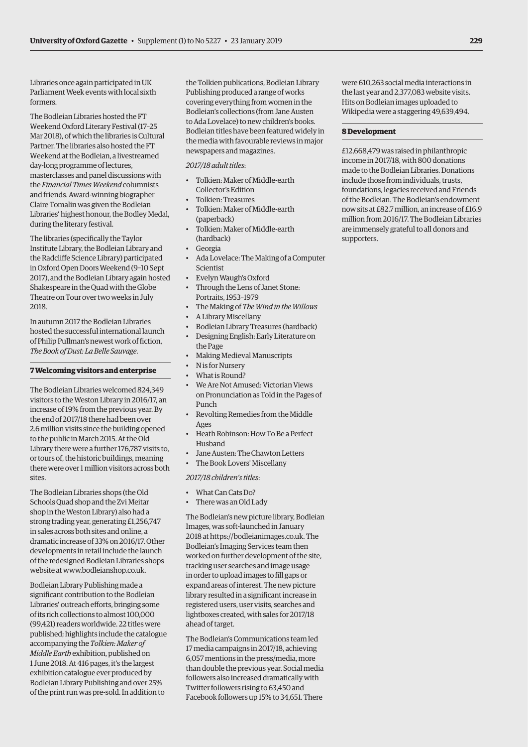Libraries once again participated in UK Parliament Week events with local sixth formers.

The Bodleian Libraries hosted the FT Weekend Oxford Literary Festival (17–25 Mar 2018), of which the libraries is Cultural Partner. The libraries also hosted the FT Weekend at the Bodleian, a livestreamed day-long programme of lectures, masterclasses and panel discussions with the *Financial Times Weekend* columnists and friends. Award-winning biographer Claire Tomalin was given the Bodleian Libraries' highest honour, the Bodley Medal, during the literary festival.

The libraries (specifically the Taylor Institute Library, the Bodleian Library and the Radcliffe Science Library) participated in Oxford Open Doors Weekend (9–10 Sept 2017), and the Bodleian Library again hosted Shakespeare in the Quad with the Globe Theatre on Tour over two weeks in July 2018.

In autumn 2017 the Bodleian Libraries hosted the successful international launch of Philip Pullman's newest work of fiction, *The Book of Dust: La Belle Sauvage*.

## 7 Welcoming visitors and enterprise

The Bodleian Libraries welcomed 824,349 visitors to the Weston Library in 2016/17, an increase of 19% from the previous year. By the end of 2017/18 there had been over 2.6 million visits since the building opened to the public in March 2015. At the Old Library there were a further 176,787 visits to, or tours of, the historic buildings, meaning there were over 1 million visitors across both sites.

The Bodleian Libraries shops (the Old Schools Quad shop and the Zvi Meitar shop in the Weston Library) also had a strong trading year, generating £1,256,747 in sales across both sites and online, a dramatic increase of 33% on 2016/17. Other developments in retail include the launch of the redesigned Bodleian Libraries shops website at www.bodleianshop.co.uk.

Bodleian Library Publishing made a significant contribution to the Bodleian Libraries' outreach efforts, bringing some of its rich collections to almost 100,000 (99,421) readers worldwide. 22 titles were published; highlights include the catalogue accompanying the *Tolkien: Maker of Middle Earth* exhibition, published on 1 June 2018. At 416 pages, it's the largest exhibition catalogue ever produced by Bodleian Library Publishing and over 25% of the print run was pre-sold. In addition to the Tolkien publications, Bodleian Library Publishing produced a range of works covering everything from women in the Bodleian's collections (from Jane Austen to Ada Lovelace) to new children's books. Bodleian titles have been featured widely in the media with favourable reviews in major newspapers and magazines.

*2017/18 adult titles*:

- Tolkien: Maker of Middle-earth Collector's Edition
- Tolkien: Treasures
- Tolkien: Maker of Middle-earth (paperback)
- Tolkien: Maker of Middle-earth (hardback)
- Georgia
- Ada Lovelace: The Making of a Computer Scientist
- Evelyn Waugh's Oxford
- Through the Lens of Janet Stone: Portraits, 1953–1979
- The Making of *The Wind in the Willows*
- A Library Miscellany
- Bodleian Library Treasures (hardback)
- Designing English: Early Literature on the Page
- Making Medieval Manuscripts
- N is for Nursery
- What is Round?
- We Are Not Amused: Victorian Views on Pronunciation as Told in the Pages of Punch
- Revolting Remedies from the Middle Ages
- Heath Robinson: How To Be a Perfect Husband
- Jane Austen: The Chawton Letters
- The Book Lovers' Miscellany

*2017/18 children's titles*:

- What Can Cats Do?
- There was an Old Lady

The Bodleian's new picture library, Bodleian Images, was soft-launched in January 2018 at https://bodleianimages.co.uk. The Bodleian's Imaging Services team then worked on further development of the site, tracking user searches and image usage in order to upload images to fill gaps or expand areas of interest. The new picture library resulted in a significant increase in registered users, user visits, searches and lightboxes created, with sales for 2017/18 ahead of target.

The Bodleian's Communications team led 17 media campaigns in 2017/18, achieving 6,057 mentions in the press/media, more than double the previous year. Social media followers also increased dramatically with Twitter followers rising to 63,450 and Facebook followers up 15% to 34,651. There were 610,263 social media interactions in the last year and 2,377,083 website visits. Hits on Bodleian images uploaded to Wikipedia were a staggering 49,639,494.

## 8 Development

£12,668,479 was raised in philanthropic income in 2017/18, with 800 donations made to the Bodleian Libraries. Donations include those from individuals, trusts, foundations, legacies received and Friends of the Bodleian. The Bodleian's endowment now sits at £82.7 million, an increase of £16.9 million from 2016/17. The Bodleian Libraries are immensely grateful to all donors and supporters.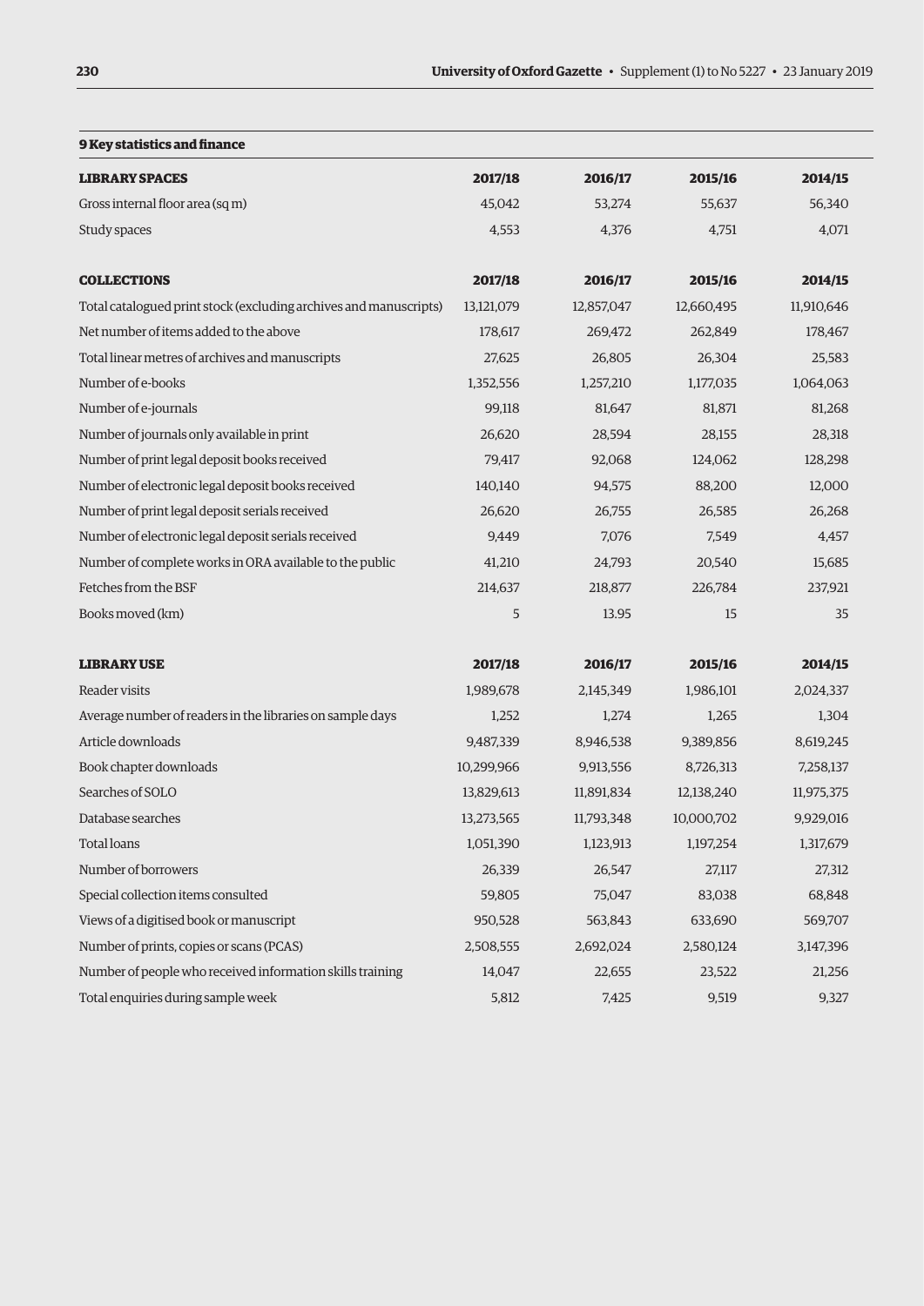## 9 Key statistics and finance

| LIBRARY SPACES | 2017/18 | 2016/17 | 2015/16 | 2014/15 |
| --- | --- | --- | --- | --- |
| Gross internal floor area (sq m) | 45,042 | 53,274 | 55,637 | 56,340 |
| Study spaces | 4,553 | 4,376 | 4,751 | 4,071 |

| COLLECTIONS | 2017/18 | 2016/17 | 2015/16 | 2014/15 |
| --- | --- | --- | --- | --- |
| Total catalogued print stock (excluding archives and manuscripts) | 13,121,079 | 12,857,047 | 12,660,495 | 11,910,646 |
| Net number of items added to the above | 178,617 | 269,472 | 262,849 | 178,467 |
| Total linear metres of archives and manuscripts | 27,625 | 26,805 | 26,304 | 25,583 |
| Number of e-books | 1,352,556 | 1,257,210 | 1,177,035 | 1,064,063 |
| Number of e-journals | 99,118 | 81,647 | 81,871 | 81,268 |
| Number of journals only available in print | 26,620 | 28,594 | 28,155 | 28,318 |
| Number of print legal deposit books received | 79,417 | 92,068 | 124,062 | 128,298 |
| Number of electronic legal deposit books received | 140,140 | 94,575 | 88,200 | 12,000 |
| Number of print legal deposit serials received | 26,620 | 26,755 | 26,585 | 26,268 |
| Number of electronic legal deposit serials received | 9,449 | 7,076 | 7,549 | 4,457 |
| Number of complete works in ORA available to the public | 41,210 | 24,793 | 20,540 | 15,685 |
| Fetches from the BSF | 214,637 | 218,877 | 226,784 | 237,921 |
| Books moved (km) | 5 | 13.95 | 15 | 35 |

| LIBRARY USE | 2017/18 | 2016/17 | 2015/16 | 2014/15 |
| --- | --- | --- | --- | --- |
| Reader visits | 1,989,678 | 2,145,349 | 1,986,101 | 2,024,337 |
| Average number of readers in the libraries on sample days | 1,252 | 1,274 | 1,265 | 1,304 |
| Article downloads | 9,487,339 | 8,946,538 | 9,389,856 | 8,619,245 |
| Book chapter downloads | 10,299,966 | 9,913,556 | 8,726,313 | 7,258,137 |
| Searches of SOLO | 13,829,613 | 11,891,834 | 12,138,240 | 11,975,375 |
| Database searches | 13,273,565 | 11,793,348 | 10,000,702 | 9,929,016 |
| Total loans | 1,051,390 | 1,123,913 | 1,197,254 | 1,317,679 |
| Number of borrowers | 26,339 | 26,547 | 27,117 | 27,312 |
| Special collection items consulted | 59,805 | 75,047 | 83,038 | 68,848 |
| Views of a digitised book or manuscript | 950,528 | 563,843 | 633,690 | 569,707 |
| Number of prints, copies or scans (PCAS) | 2,508,555 | 2,692,024 | 2,580,124 | 3,147,396 |
| Number of people who received information skills training | 14,047 | 22,655 | 23,522 | 21,256 |
| Total enquiries during sample week | 5,812 | 7,425 | 9,519 | 9,327 |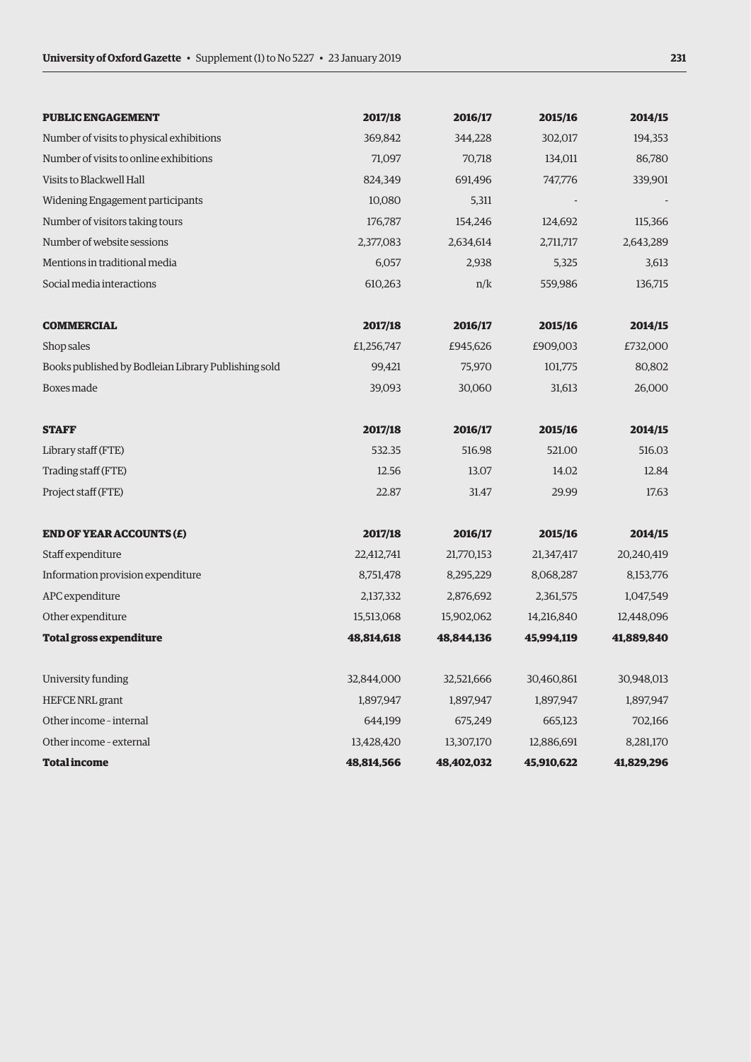| PUBLIC ENGAGEMENT | 2017/18 | 2016/17 | 2015/16 | 2014/15 |
|---|---|---|---|---|
| Number of visits to physical exhibitions | 369,842 | 344,228 | 302,017 | 194,353 |
| Number of visits to online exhibitions | 71,097 | 70,718 | 134,011 | 86,780 |
| Visits to Blackwell Hall | 824,349 | 691,496 | 747,776 | 339,901 |
| Widening Engagement participants | 10,080 | 5,311 | - | - |
| Number of visitors taking tours | 176,787 | 154,246 | 124,692 | 115,366 |
| Number of website sessions | 2,377,083 | 2,634,614 | 2,711,717 | 2,643,289 |
| Mentions in traditional media | 6,057 | 2,938 | 5,325 | 3,613 |
| Social media interactions | 610,263 | n/k | 559,986 | 136,715 |

| COMMERCIAL | 2017/18 | 2016/17 | 2015/16 | 2014/15 |
|---|---|---|---|---|
| Shop sales | £1,256,747 | £945,626 | £909,003 | £732,000 |
| Books published by Bodleian Library Publishing sold | 99,421 | 75,970 | 101,775 | 80,802 |
| Boxes made | 39,093 | 30,060 | 31,613 | 26,000 |

| STAFF | 2017/18 | 2016/17 | 2015/16 | 2014/15 |
|---|---|---|---|---|
| Library staff (FTE) | 532.35 | 516.98 | 521.00 | 516.03 |
| Trading staff (FTE) | 12.56 | 13.07 | 14.02 | 12.84 |
| Project staff (FTE) | 22.87 | 31.47 | 29.99 | 17.63 |

| END OF YEAR ACCOUNTS (£) | 2017/18 | 2016/17 | 2015/16 | 2014/15 |
|---|---|---|---|---|
| Staff expenditure | 22,412,741 | 21,770,153 | 21,347,417 | 20,240,419 |
| Information provision expenditure | 8,751,478 | 8,295,229 | 8,068,287 | 8,153,776 |
| APC expenditure | 2,137,332 | 2,876,692 | 2,361,575 | 1,047,549 |
| Other expenditure | 15,513,068 | 15,902,062 | 14,216,840 | 12,448,096 |
| **Total gross expenditure** | **48,814,618** | **48,844,136** | **45,994,119** | **41,889,840** |
| | | | | |
| University funding | 32,844,000 | 32,521,666 | 30,460,861 | 30,948,013 |
| HEFCE NRL grant | 1,897,947 | 1,897,947 | 1,897,947 | 1,897,947 |
| Other income – internal | 644,199 | 675,249 | 665,123 | 702,166 |
| Other income – external | 13,428,420 | 13,307,170 | 12,886,691 | 8,281,170 |
| **Total income** | **48,814,566** | **48,402,032** | **45,910,622** | **41,829,296** |